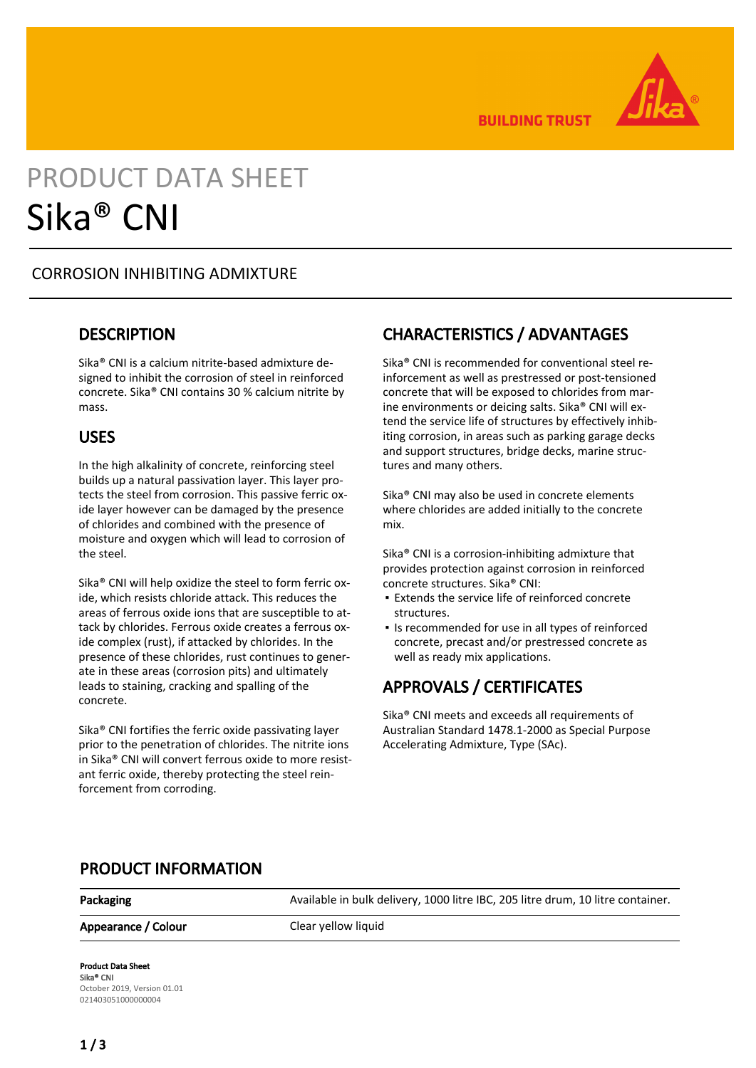# PRODUCT DATA SHEET

# Sika® CNI

CORROSION INHIBITING ADMIXTURE

## DESCRIPTION

Sika® CNI is a calcium nitrite-based admixture designed to inhibit the corrosion of steel in reinforced concrete. Sika® CNI contains 30 % calcium nitrite by mass.

## USES

In the high alkalinity of concrete, reinforcing steel builds up a natural passivation layer. This layer protects the steel from corrosion. This passive ferric oxide layer however can be damaged by the presence of chlorides and combined with the presence of moisture and oxygen which will lead to corrosion of the steel.

Sika® CNI will help oxidize the steel to form ferric oxide, which resists chloride attack. This reduces the areas of ferrous oxide ions that are susceptible to attack by chlorides. Ferrous oxide creates a ferrous oxide complex (rust), if attacked by chlorides. In the presence of these chlorides, rust continues to generate in these areas (corrosion pits) and ultimately leads to staining, cracking and spalling of the concrete.

Sika® CNI fortifies the ferric oxide passivating layer prior to the penetration of chlorides. The nitrite ions in Sika® CNI will convert ferrous oxide to more resistant ferric oxide, thereby protecting the steel reinforcement from corroding.

## CHARACTERISTICS / ADVANTAGES

Sika® CNI is recommended for conventional steel reinforcement as well as prestressed or post-tensioned concrete that will be exposed to chlorides from marine environments or deicing salts. Sika® CNI will extend the service life of structures by effectively inhibiting corrosion, in areas such as parking garage decks and support structures, bridge decks, marine structures and many others.

Sika® CNI may also be used in concrete elements where chlorides are added initially to the concrete mix.

Sika® CNI is a corrosion-inhibiting admixture that provides protection against corrosion in reinforced concrete structures. Sika® CNI:

- Extends the service life of reinforced concrete structures.
- Is recommended for use in all types of reinforced concrete, precast and/or prestressed concrete as well as ready mix applications.

## APPROVALS / CERTIFICATES

Sika® CNI meets and exceeds all requirements of Australian Standard 1478.1-2000 as Special Purpose Accelerating Admixture, Type (SAc).

## PRODUCT INFORMATION

| | |
|---|---|
| **Packaging** | Available in bulk delivery, 1000 litre IBC, 205 litre drum, 10 litre container. |
| **Appearance / Colour** | Clear yellow liquid |

**Product Data Sheet**
**Sika® CNI**
October 2019, Version 01.01
021403051000000004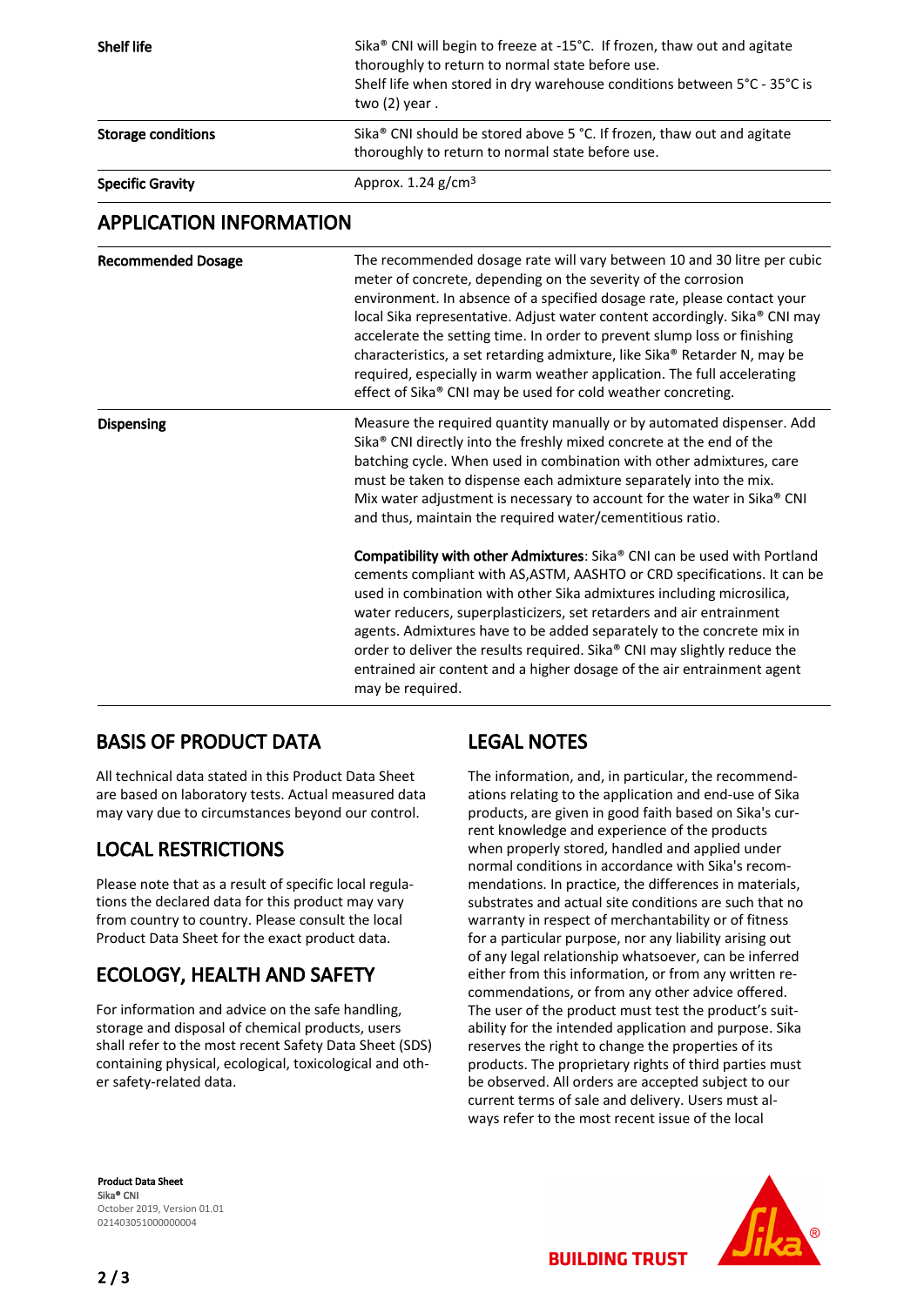| | |
|---|---|
| **Shelf life** | Sika® CNI will begin to freeze at -15°C. If frozen, thaw out and agitate thoroughly to return to normal state before use.<br>Shelf life when stored in dry warehouse conditions between 5°C - 35°C is two (2) year . |
| **Storage conditions** | Sika® CNI should be stored above 5 °C. If frozen, thaw out and agitate thoroughly to return to normal state before use. |
| **Specific Gravity** | Approx. 1.24 g/cm³ |

## APPLICATION INFORMATION

| | |
|---|---|
| **Recommended Dosage** | The recommended dosage rate will vary between 10 and 30 litre per cubic meter of concrete, depending on the severity of the corrosion environment. In absence of a specified dosage rate, please contact your local Sika representative. Adjust water content accordingly. Sika® CNI may accelerate the setting time. In order to prevent slump loss or finishing characteristics, a set retarding admixture, like Sika® Retarder N, may be required, especially in warm weather application. The full accelerating effect of Sika® CNI may be used for cold weather concreting. |
| **Dispensing** | Measure the required quantity manually or by automated dispenser. Add Sika® CNI directly into the freshly mixed concrete at the end of the batching cycle. When used in combination with other admixtures, care must be taken to dispense each admixture separately into the mix. Mix water adjustment is necessary to account for the water in Sika® CNI and thus, maintain the required water/cementitious ratio.<br><br>**Compatibility with other Admixtures**: Sika® CNI can be used with Portland cements compliant with AS,ASTM, AASHTO or CRD specifications. It can be used in combination with other Sika admixtures including microsilica, water reducers, superplasticizers, set retarders and air entrainment agents. Admixtures have to be added separately to the concrete mix in order to deliver the results required. Sika® CNI may slightly reduce the entrained air content and a higher dosage of the air entrainment agent may be required. |

## BASIS OF PRODUCT DATA

All technical data stated in this Product Data Sheet are based on laboratory tests. Actual measured data may vary due to circumstances beyond our control.

## LOCAL RESTRICTIONS

Please note that as a result of specific local regulations the declared data for this product may vary from country to country. Please consult the local Product Data Sheet for the exact product data.

## ECOLOGY, HEALTH AND SAFETY

For information and advice on the safe handling, storage and disposal of chemical products, users shall refer to the most recent Safety Data Sheet (SDS) containing physical, ecological, toxicological and other safety-related data.

## LEGAL NOTES

The information, and, in particular, the recommendations relating to the application and end-use of Sika products, are given in good faith based on Sika's current knowledge and experience of the products when properly stored, handled and applied under normal conditions in accordance with Sika's recommendations. In practice, the differences in materials, substrates and actual site conditions are such that no warranty in respect of merchantability or of fitness for a particular purpose, nor any liability arising out of any legal relationship whatsoever, can be inferred either from this information, or from any written recommendations, or from any other advice offered. The user of the product must test the product's suitability for the intended application and purpose. Sika reserves the right to change the properties of its products. The proprietary rights of third parties must be observed. All orders are accepted subject to our current terms of sale and delivery. Users must always refer to the most recent issue of the local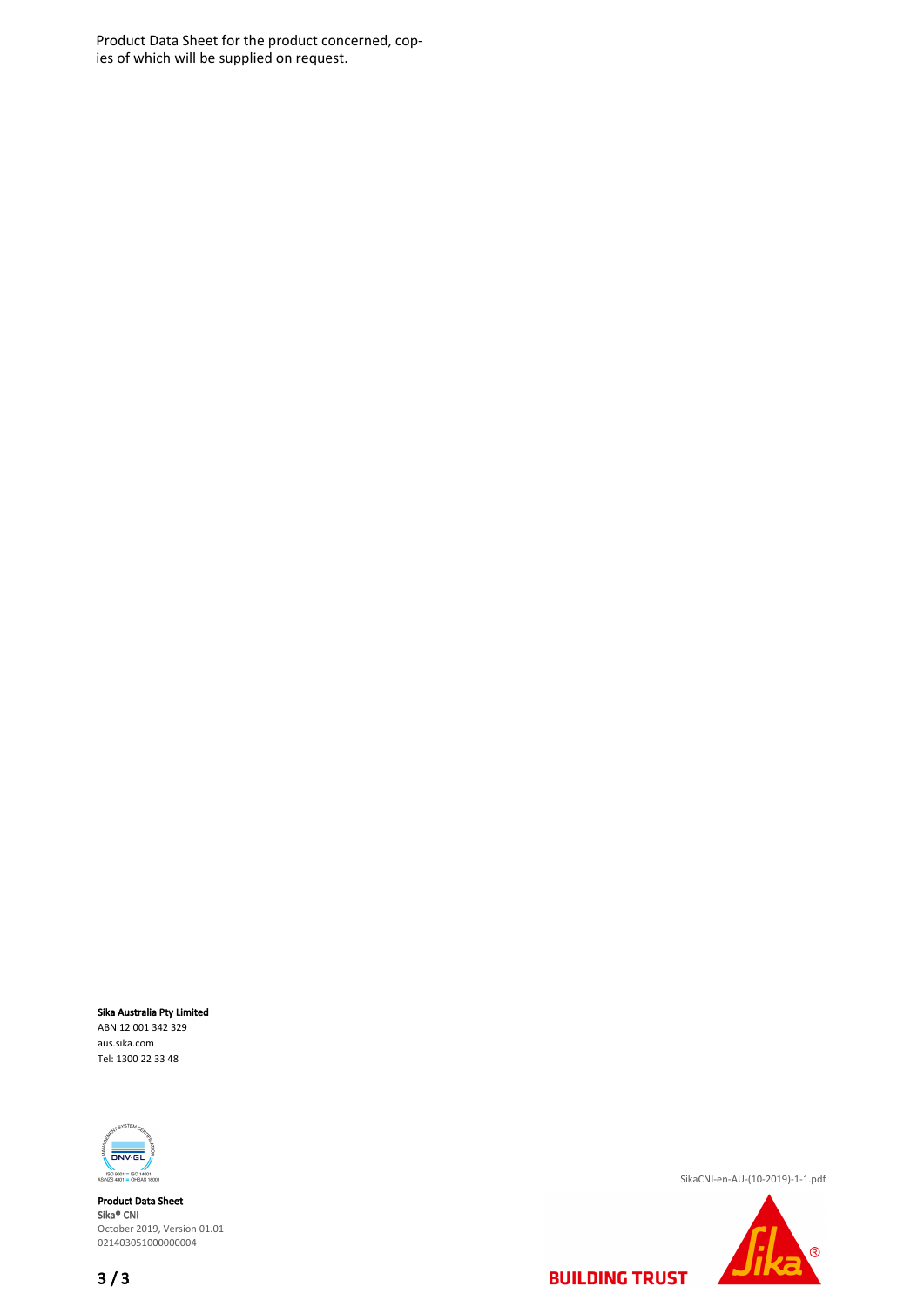Product Data Sheet for the product concerned, copies of which will be supplied on request.

**Sika Australia Pty Limited**
ABN 12 001 342 329
aus.sika.com
Tel: 1300 22 33 48

**Product Data Sheet**
**Sika® CNI**
October 2019, Version 01.01
021403051000000004

SikaCNI-en-AU-(10-2019)-1-1.pdf